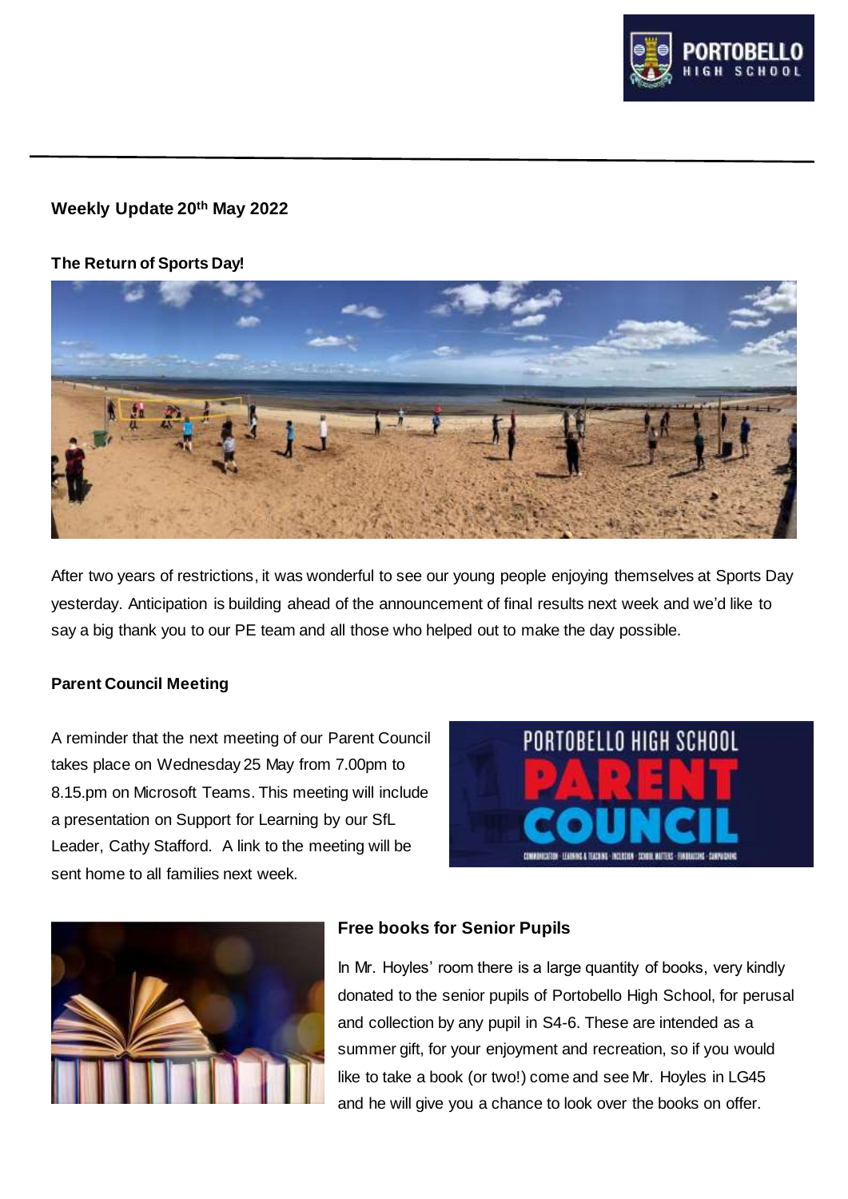## Weekly Update 20th May 2022

### The Return of Sports Day!

After two years of restrictions, it was wonderful to see our young people enjoying themselves at Sports Day yesterday. Anticipation is building ahead of the announcement of final results next week and we'd like to say a big thank you to our PE team and all those who helped out to make the day possible.

### Parent Council Meeting

A reminder that the next meeting of our Parent Council takes place on Wednesday 25 May from 7.00pm to 8.15.pm on Microsoft Teams. This meeting will include a presentation on Support for Learning by our SfL Leader, Cathy Stafford. A link to the meeting will be sent home to all families next week.

### Free books for Senior Pupils

In Mr. Hoyles' room there is a large quantity of books, very kindly donated to the senior pupils of Portobello High School, for perusal and collection by any pupil in S4-6. These are intended as a summer gift, for your enjoyment and recreation, so if you would like to take a book (or two!) come and see Mr. Hoyles in LG45 and he will give you a chance to look over the books on offer.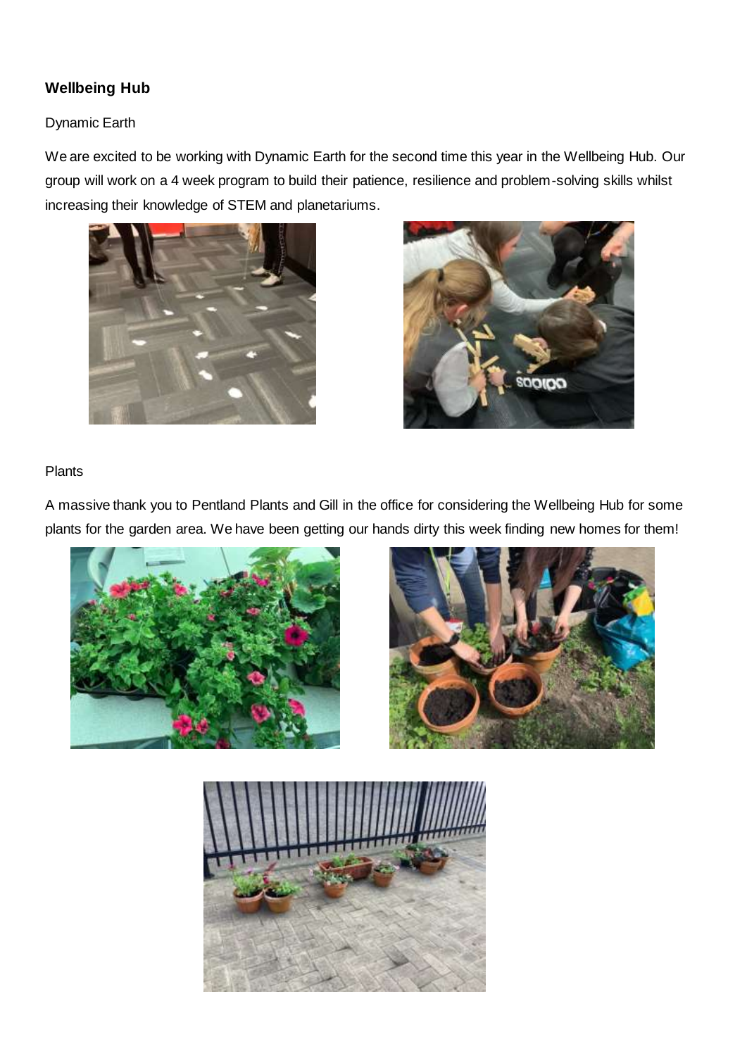## Wellbeing Hub

Dynamic Earth

We are excited to be working with Dynamic Earth for the second time this year in the Wellbeing Hub. Our group will work on a 4 week program to build their patience, resilience and problem-solving skills whilst increasing their knowledge of STEM and planetariums.

Plants

A massive thank you to Pentland Plants and Gill in the office for considering the Wellbeing Hub for some plants for the garden area. We have been getting our hands dirty this week finding new homes for them!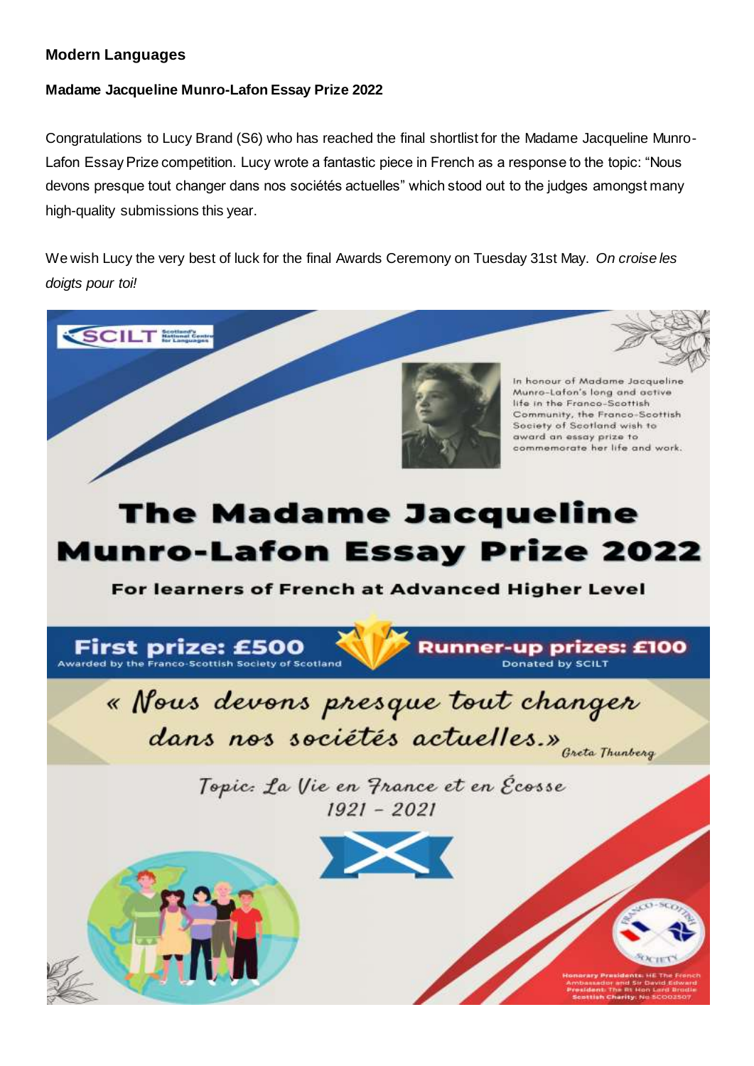## Modern Languages

### Madame Jacqueline Munro-Lafon Essay Prize 2022

Congratulations to Lucy Brand (S6) who has reached the final shortlist for the Madame Jacqueline Munro-Lafon Essay Prize competition. Lucy wrote a fantastic piece in French as a response to the topic: "Nous devons presque tout changer dans nos sociétés actuelles" which stood out to the judges amongst many high-quality submissions this year.

We wish Lucy the very best of luck for the final Awards Ceremony on Tuesday 31st May. *On croise les doigts pour toi!*

SCILT Scotland's National Centre for Languages

In honour of Madame Jacqueline Munro-Lafon's long and active life in the Franco-Scottish Community, the Franco-Scottish Society of Scotland wish to award an essay prize to commemorate her life and work.

# The Madame Jacqueline Munro-Lafon Essay Prize 2022

**For learners of French at Advanced Higher Level**

**First prize: £500**
Awarded by the Franco-Scottish Society of Scotland

**Runner-up prizes: £100**
Donated by SCILT

*« Nous devons presque tout changer dans nos sociétés actuelles.»* Greta Thunberg

*Topic: La Vie en France et en Écosse 1921 – 2021*

Franco-Scottish Society

Honorary Presidents: HE The French Ambassador and Sir David Edward
President: The Rt Hon Lord Brodie
Scottish Charity: No SC002507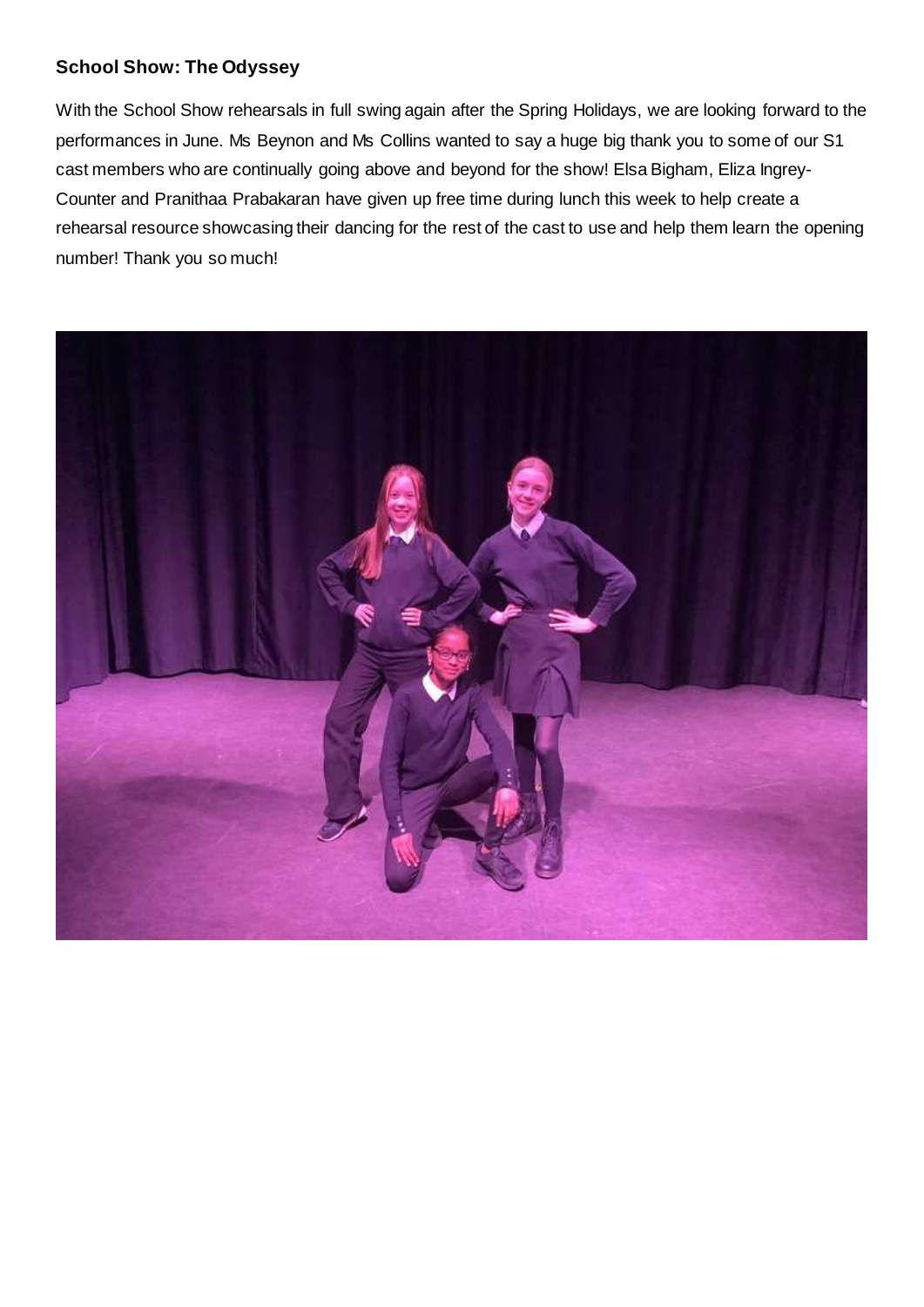**School Show: The Odyssey**

With the School Show rehearsals in full swing again after the Spring Holidays, we are looking forward to the performances in June. Ms Beynon and Ms Collins wanted to say a huge big thank you to some of our S1 cast members who are continually going above and beyond for the show! Elsa Bigham, Eliza Ingrey-Counter and Pranithaa Prabakaran have given up free time during lunch this week to help create a rehearsal resource showcasing their dancing for the rest of the cast to use and help them learn the opening number! Thank you so much!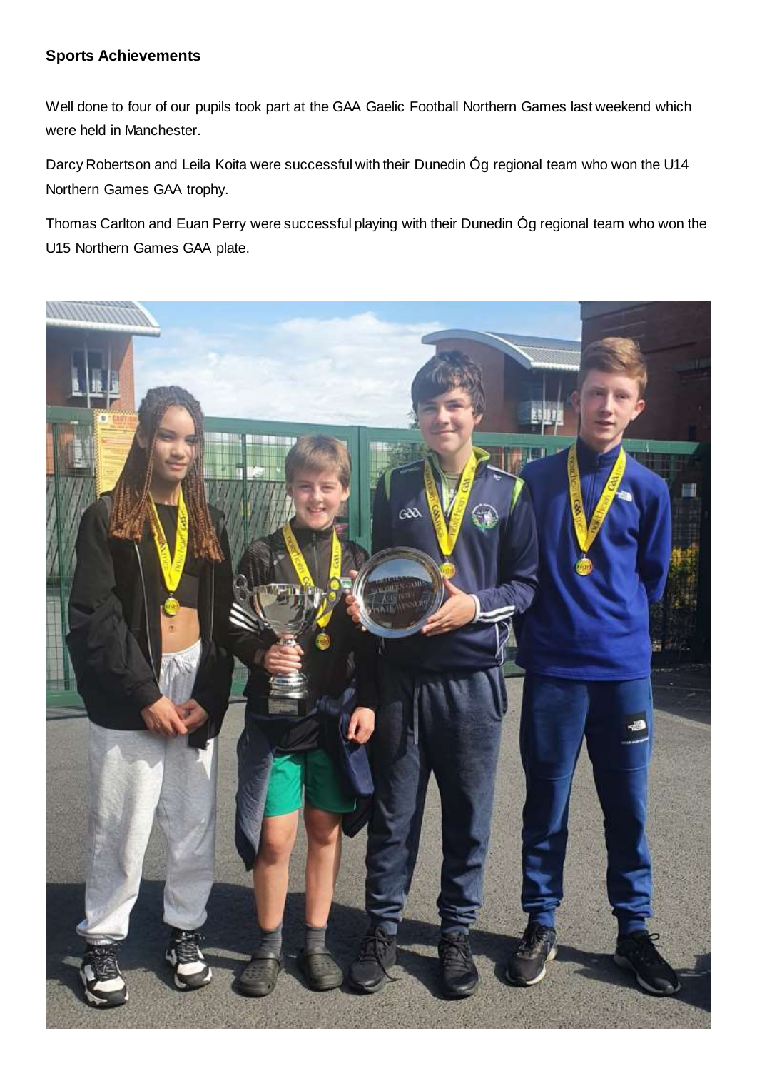**Sports Achievements**

Well done to four of our pupils took part at the GAA Gaelic Football Northern Games last weekend which were held in Manchester.

Darcy Robertson and Leila Koita were successful with their Dunedin Óg regional team who won the U14 Northern Games GAA trophy.

Thomas Carlton and Euan Perry were successful playing with their Dunedin Óg regional team who won the U15 Northern Games GAA plate.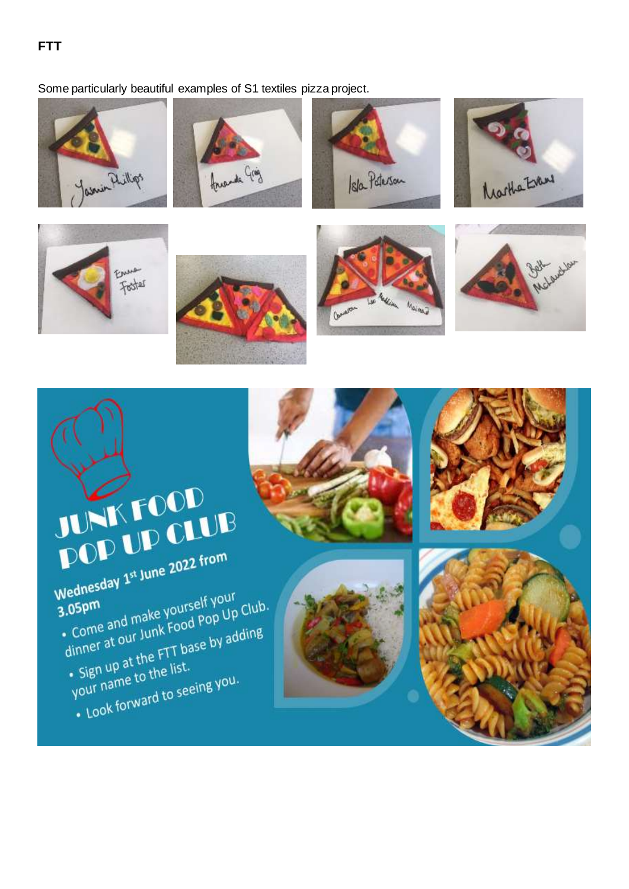**FTT**

Some particularly beautiful examples of S1 textiles pizza project.

JUNK FOOD POP UP CLUB

Wednesday 1st June 2022 from 3.05pm

- Come and make yourself your dinner at our Junk Food Pop Up Club.
- Sign up at the FTT base by adding your name to the list.
- Look forward to seeing you.